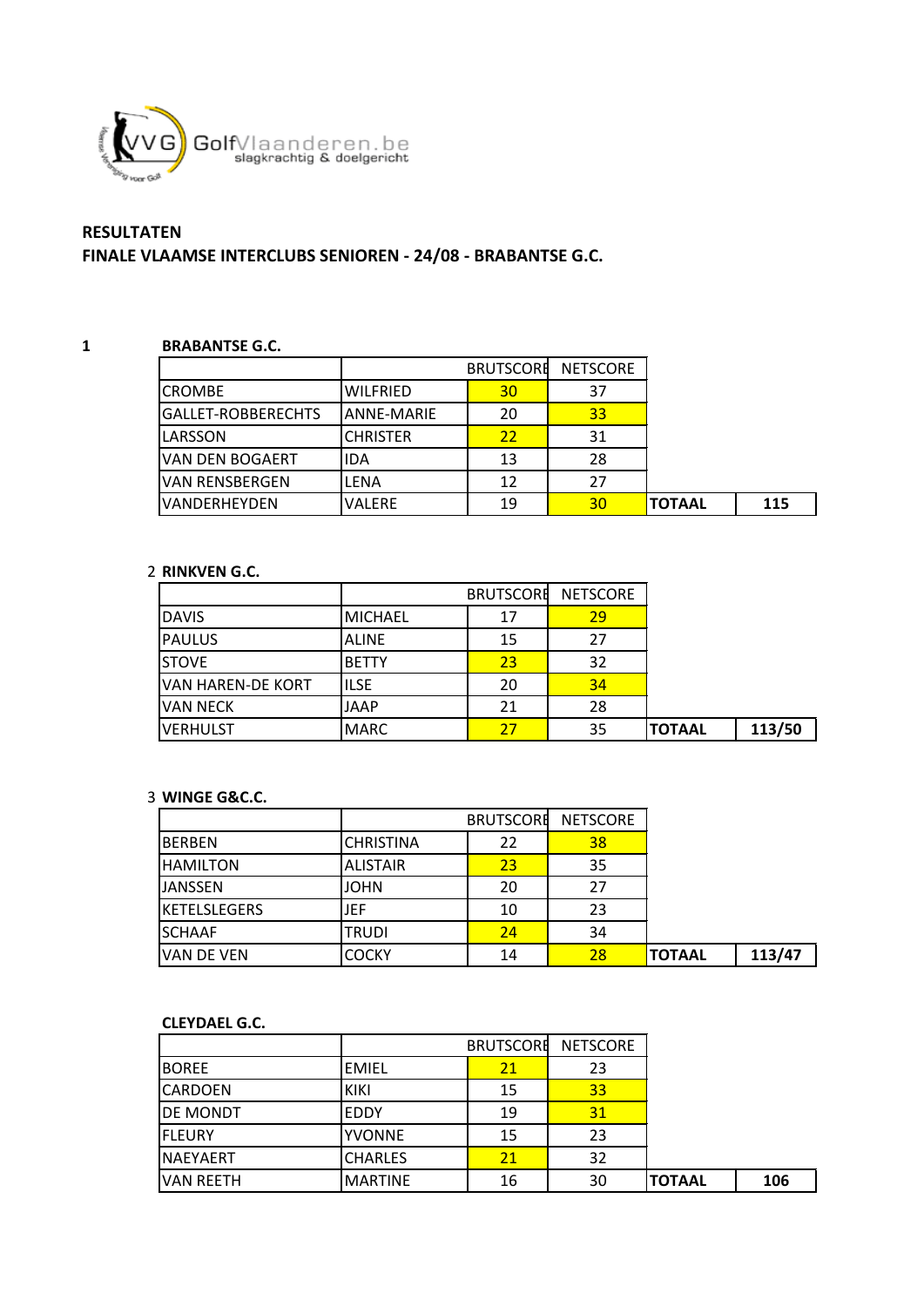GolfVlaanderen.be
slagkrachtig & doelgericht

**RESULTATEN**

**FINALE VLAAMSE INTERCLUBS SENIOREN - 24/08 - BRABANTSE G.C.**

**1 BRABANTSE G.C.**

| | | BRUTSCORE | NETSCORE | | |
|---|---|---|---|---|---|
| CROMBE | WILFRIED | 30 | 37 | | |
| GALLET-ROBBERECHTS | ANNE-MARIE | 20 | 33 | | |
| LARSSON | CHRISTER | 22 | 31 | | |
| VAN DEN BOGAERT | IDA | 13 | 28 | | |
| VAN RENSBERGEN | LENA | 12 | 27 | | |
| VANDERHEYDEN | VALERE | 19 | 30 | **TOTAAL** | **115** |

**2 RINKVEN G.C.**

| | | BRUTSCORE | NETSCORE | | |
|---|---|---|---|---|---|
| DAVIS | MICHAEL | 17 | 29 | | |
| PAULUS | ALINE | 15 | 27 | | |
| STOVE | BETTY | 23 | 32 | | |
| VAN HAREN-DE KORT | ILSE | 20 | 34 | | |
| VAN NECK | JAAP | 21 | 28 | | |
| VERHULST | MARC | 27 | 35 | **TOTAAL** | **113/50** |

**3 WINGE G&C.C.**

| | | BRUTSCORE | NETSCORE | | |
|---|---|---|---|---|---|
| BERBEN | CHRISTINA | 22 | 38 | | |
| HAMILTON | ALISTAIR | 23 | 35 | | |
| JANSSEN | JOHN | 20 | 27 | | |
| KETELSLEGERS | JEF | 10 | 23 | | |
| SCHAAF | TRUDI | 24 | 34 | | |
| VAN DE VEN | COCKY | 14 | 28 | **TOTAAL** | **113/47** |

**CLEYDAEL G.C.**

| | | BRUTSCORE | NETSCORE | | |
|---|---|---|---|---|---|
| BOREE | EMIEL | 21 | 23 | | |
| CARDOEN | KIKI | 15 | 33 | | |
| DE MONDT | EDDY | 19 | 31 | | |
| FLEURY | YVONNE | 15 | 23 | | |
| NAEYAERT | CHARLES | 21 | 32 | | |
| VAN REETH | MARTINE | 16 | 30 | **TOTAAL** | **106** |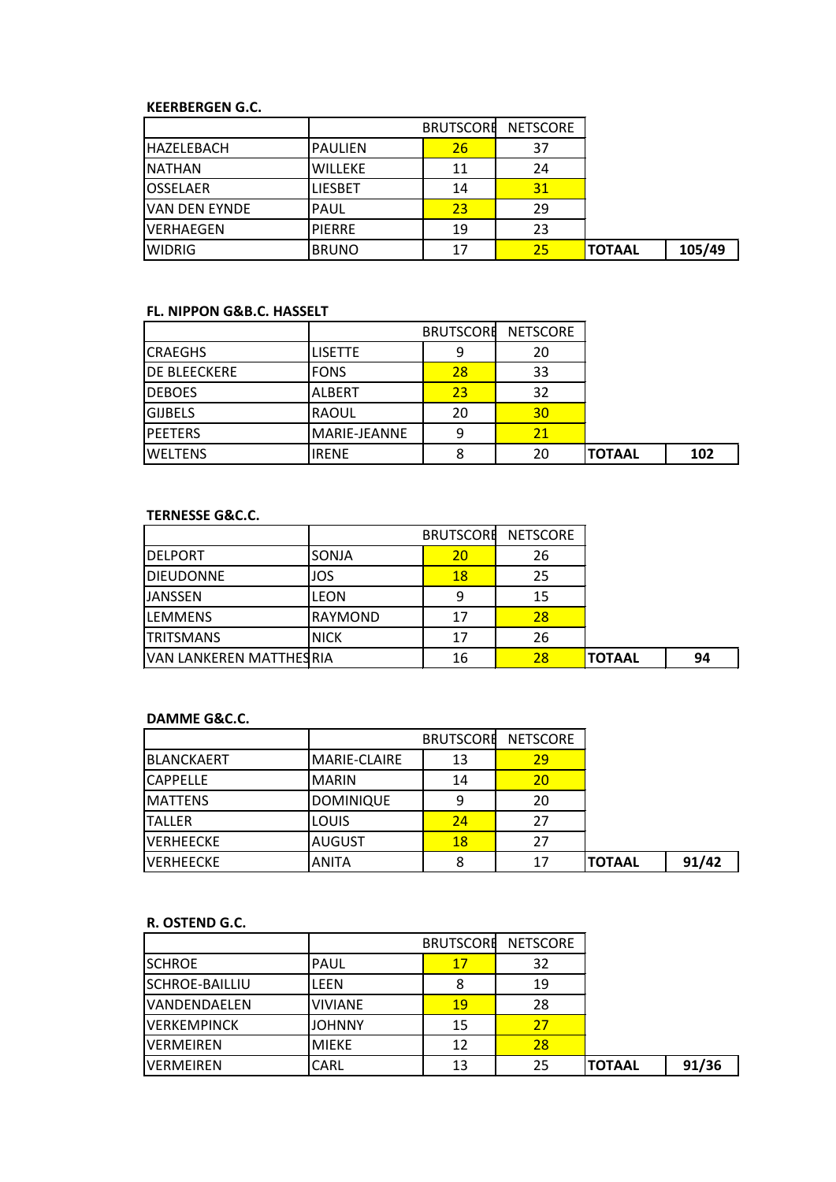**KEERBERGEN G.C.**

| | | BRUTSCORE | NETSCORE | | |
|---|---|---|---|---|---|
| HAZELEBACH | PAULIEN | 26 | 37 | | |
| NATHAN | WILLEKE | 11 | 24 | | |
| OSSELAER | LIESBET | 14 | 31 | | |
| VAN DEN EYNDE | PAUL | 23 | 29 | | |
| VERHAEGEN | PIERRE | 19 | 23 | | |
| WIDRIG | BRUNO | 17 | 25 | **TOTAAL** | **105/49** |

**FL. NIPPON G&B.C. HASSELT**

| | | BRUTSCORE | NETSCORE | | |
|---|---|---|---|---|---|
| CRAEGHS | LISETTE | 9 | 20 | | |
| DE BLEECKERE | FONS | 28 | 33 | | |
| DEBOES | ALBERT | 23 | 32 | | |
| GIJBELS | RAOUL | 20 | 30 | | |
| PEETERS | MARIE-JEANNE | 9 | 21 | | |
| WELTENS | IRENE | 8 | 20 | **TOTAAL** | **102** |

**TERNESSE G&C.C.**

| | | BRUTSCORE | NETSCORE | | |
|---|---|---|---|---|---|
| DELPORT | SONJA | 20 | 26 | | |
| DIEUDONNE | JOS | 18 | 25 | | |
| JANSSEN | LEON | 9 | 15 | | |
| LEMMENS | RAYMOND | 17 | 28 | | |
| TRITSMANS | NICK | 17 | 26 | | |
| VAN LANKEREN MATTHES | RIA | 16 | 28 | **TOTAAL** | **94** |

**DAMME G&C.C.**

| | | BRUTSCORE | NETSCORE | | |
|---|---|---|---|---|---|
| BLANCKAERT | MARIE-CLAIRE | 13 | 29 | | |
| CAPPELLE | MARIN | 14 | 20 | | |
| MATTENS | DOMINIQUE | 9 | 20 | | |
| TALLER | LOUIS | 24 | 27 | | |
| VERHEECKE | AUGUST | 18 | 27 | | |
| VERHEECKE | ANITA | 8 | 17 | **TOTAAL** | **91/42** |

**R. OSTEND G.C.**

| | | BRUTSCORE | NETSCORE | | |
|---|---|---|---|---|---|
| SCHROE | PAUL | 17 | 32 | | |
| SCHROE-BAILLIU | LEEN | 8 | 19 | | |
| VANDENDAELEN | VIVIANE | 19 | 28 | | |
| VERKEMPINCK | JOHNNY | 15 | 27 | | |
| VERMEIREN | MIEKE | 12 | 28 | | |
| VERMEIREN | CARL | 13 | 25 | **TOTAAL** | **91/36** |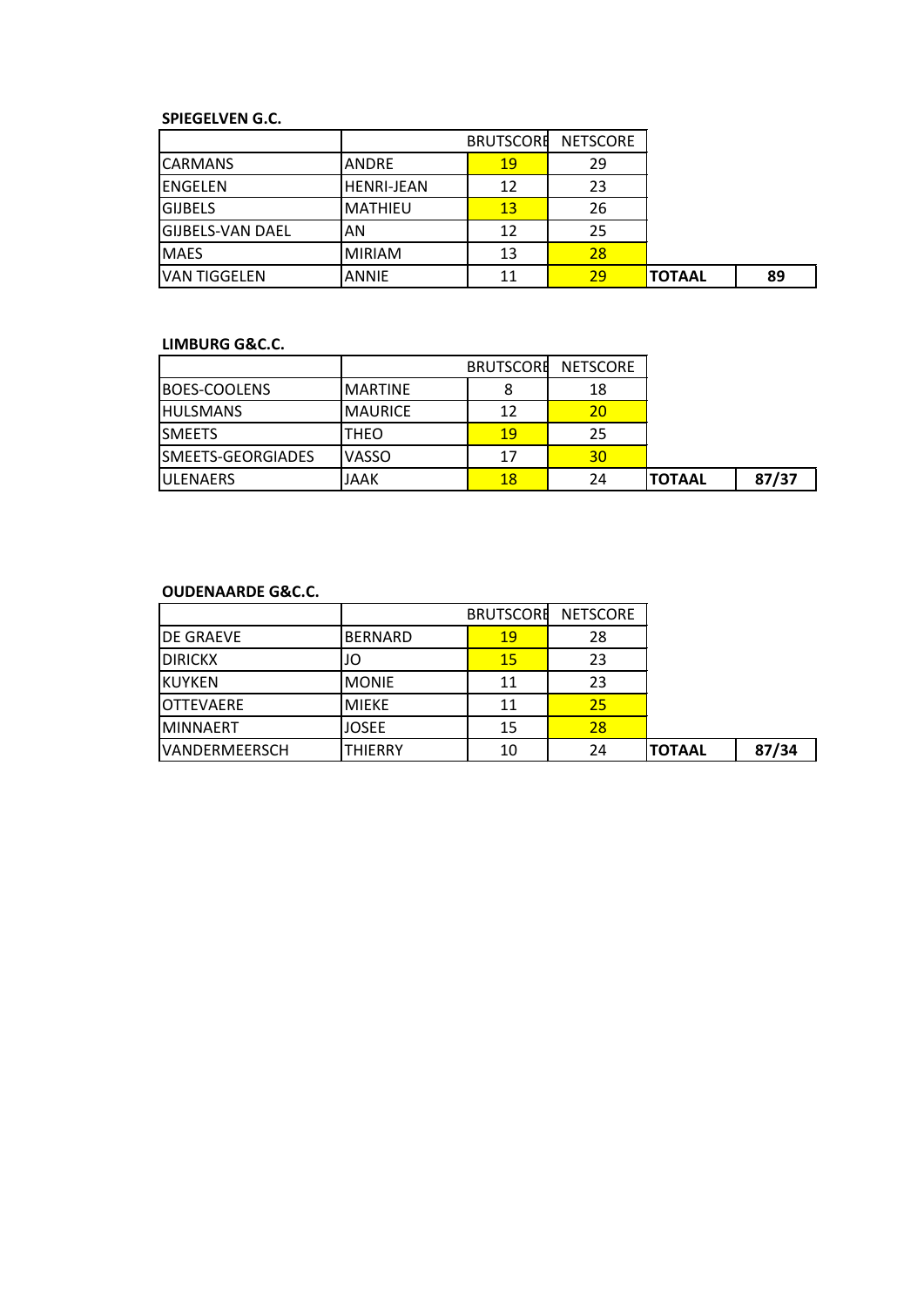**SPIEGELVEN G.C.**

| | | BRUTSCORE | NETSCORE | | |
|---|---|---|---|---|---|
| CARMANS | ANDRE | 19 | 29 | | |
| ENGELEN | HENRI-JEAN | 12 | 23 | | |
| GIJBELS | MATHIEU | 13 | 26 | | |
| GIJBELS-VAN DAEL | AN | 12 | 25 | | |
| MAES | MIRIAM | 13 | 28 | | |
| VAN TIGGELEN | ANNIE | 11 | 29 | **TOTAAL** | **89** |

**LIMBURG G&C.C.**

| | | BRUTSCORE | NETSCORE | | |
|---|---|---|---|---|---|
| BOES-COOLENS | MARTINE | 8 | 18 | | |
| HULSMANS | MAURICE | 12 | 20 | | |
| SMEETS | THEO | 19 | 25 | | |
| SMEETS-GEORGIADES | VASSO | 17 | 30 | | |
| ULENAERS | JAAK | 18 | 24 | **TOTAAL** | **87/37** |

**OUDENAARDE G&C.C.**

| | | BRUTSCORE | NETSCORE | | |
|---|---|---|---|---|---|
| DE GRAEVE | BERNARD | 19 | 28 | | |
| DIRICKX | JO | 15 | 23 | | |
| KUYKEN | MONIE | 11 | 23 | | |
| OTTEVAERE | MIEKE | 11 | 25 | | |
| MINNAERT | JOSEE | 15 | 28 | | |
| VANDERMEERSCH | THIERRY | 10 | 24 | **TOTAAL** | **87/34** |